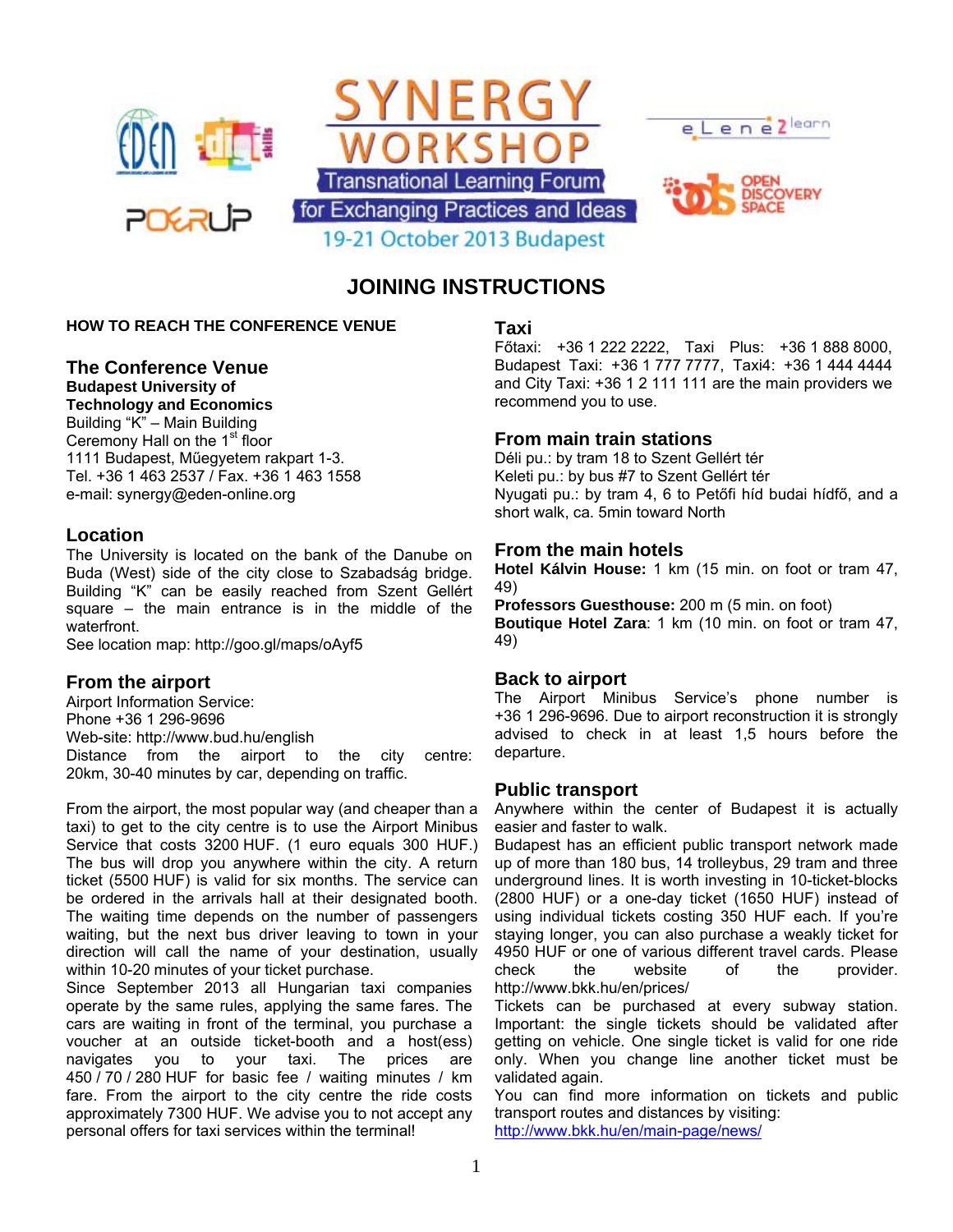# SYNERGY WORKSHOP

Transnational Learning Forum for Exchanging Practices and Ideas

19-21 October 2013 Budapest

## JOINING INSTRUCTIONS

**HOW TO REACH THE CONFERENCE VENUE**

### The Conference Venue

**Budapest University of Technology and Economics**
Building "K" – Main Building
Ceremony Hall on the 1st floor
1111 Budapest, Műegyetem rakpart 1-3.
Tel. +36 1 463 2537 / Fax. +36 1 463 1558
e-mail: synergy@eden-online.org

### Location

The University is located on the bank of the Danube on Buda (West) side of the city close to Szabadság bridge. Building "K" can be easily reached from Szent Gellért square – the main entrance is in the middle of the waterfront.
See location map: http://goo.gl/maps/oAyf5

### From the airport

Airport Information Service:
Phone +36 1 296-9696
Web-site: http://www.bud.hu/english
Distance from the airport to the city centre: 20km, 30-40 minutes by car, depending on traffic.

From the airport, the most popular way (and cheaper than a taxi) to get to the city centre is to use the Airport Minibus Service that costs 3200 HUF. (1 euro equals 300 HUF.) The bus will drop you anywhere within the city. A return ticket (5500 HUF) is valid for six months. The service can be ordered in the arrivals hall at their designated booth. The waiting time depends on the number of passengers waiting, but the next bus driver leaving to town in your direction will call the name of your destination, usually within 10-20 minutes of your ticket purchase.
Since September 2013 all Hungarian taxi companies operate by the same rules, applying the same fares. The cars are waiting in front of the terminal, you purchase a voucher at an outside ticket-booth and a host(ess) navigates you to your taxi. The prices are 450 / 70 / 280 HUF for basic fee / waiting minutes / km fare. From the airport to the city centre the ride costs approximately 7300 HUF. We advise you to not accept any personal offers for taxi services within the terminal!

### Taxi

Főtaxi: +36 1 222 2222, Taxi Plus: +36 1 888 8000, Budapest Taxi: +36 1 777 7777, Taxi4: +36 1 444 4444 and City Taxi: +36 1 2 111 111 are the main providers we recommend you to use.

### From main train stations

Déli pu.: by tram 18 to Szent Gellért tér
Keleti pu.: by bus #7 to Szent Gellért tér
Nyugati pu.: by tram 4, 6 to Petőfi híd budai hídfő, and a short walk, ca. 5min toward North

### From the main hotels

**Hotel Kálvin House:** 1 km (15 min. on foot or tram 47, 49)
**Professors Guesthouse:** 200 m (5 min. on foot)
**Boutique Hotel Zara**: 1 km (10 min. on foot or tram 47, 49)

### Back to airport

The Airport Minibus Service's phone number is +36 1 296-9696. Due to airport reconstruction it is strongly advised to check in at least 1,5 hours before the departure.

### Public transport

Anywhere within the center of Budapest it is actually easier and faster to walk.
Budapest has an efficient public transport network made up of more than 180 bus, 14 trolleybus, 29 tram and three underground lines. It is worth investing in 10-ticket-blocks (2800 HUF) or a one-day ticket (1650 HUF) instead of using individual tickets costing 350 HUF each. If you're staying longer, you can also purchase a weakly ticket for 4950 HUF or one of various different travel cards. Please check the website of the provider. http://www.bkk.hu/en/prices/
Tickets can be purchased at every subway station. Important: the single tickets should be validated after getting on vehicle. One single ticket is valid for one ride only. When you change line another ticket must be validated again.
You can find more information on tickets and public transport routes and distances by visiting:
http://www.bkk.hu/en/main-page/news/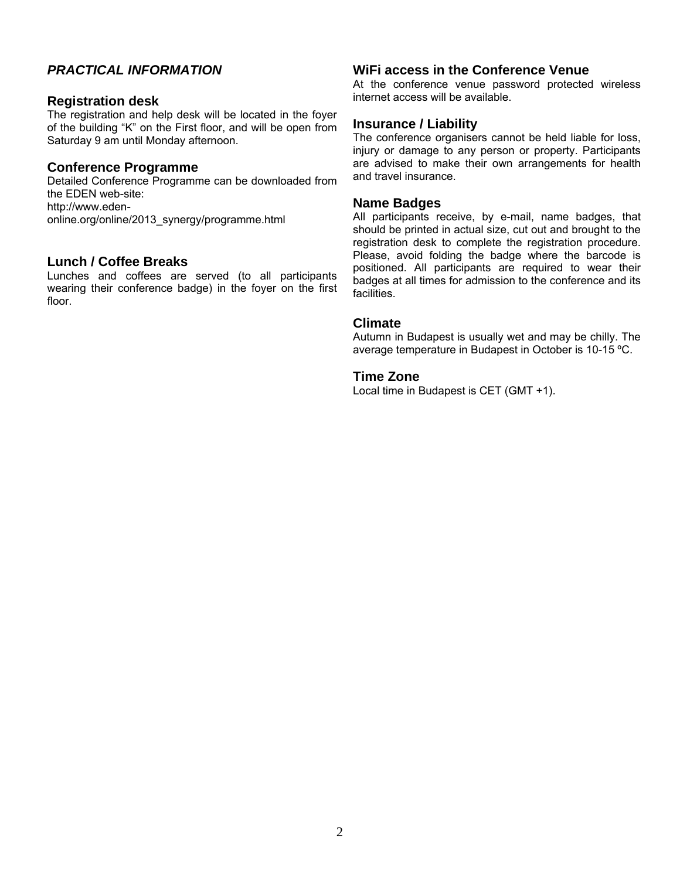## *PRACTICAL INFORMATION*

### Registration desk

The registration and help desk will be located in the foyer of the building "K" on the First floor, and will be open from Saturday 9 am until Monday afternoon.

### Conference Programme

Detailed Conference Programme can be downloaded from the EDEN web-site:
http://www.eden-online.org/online/2013_synergy/programme.html

### Lunch / Coffee Breaks

Lunches and coffees are served (to all participants wearing their conference badge) in the foyer on the first floor.

### WiFi access in the Conference Venue

At the conference venue password protected wireless internet access will be available.

### Insurance / Liability

The conference organisers cannot be held liable for loss, injury or damage to any person or property. Participants are advised to make their own arrangements for health and travel insurance.

### Name Badges

All participants receive, by e-mail, name badges, that should be printed in actual size, cut out and brought to the registration desk to complete the registration procedure. Please, avoid folding the badge where the barcode is positioned. All participants are required to wear their badges at all times for admission to the conference and its facilities.

### Climate

Autumn in Budapest is usually wet and may be chilly. The average temperature in Budapest in October is 10-15 ºC.

### Time Zone

Local time in Budapest is CET (GMT +1).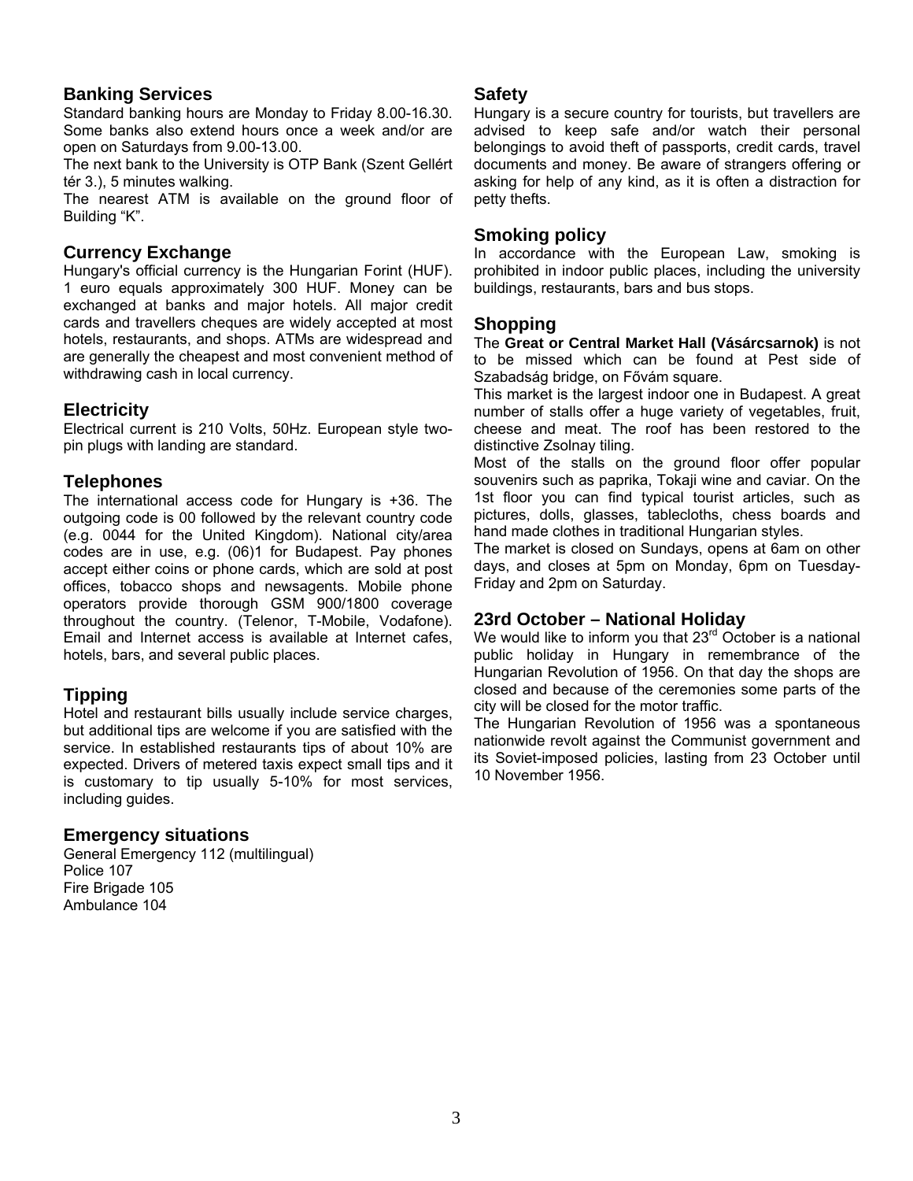## Banking Services

Standard banking hours are Monday to Friday 8.00-16.30. Some banks also extend hours once a week and/or are open on Saturdays from 9.00-13.00.

The next bank to the University is OTP Bank (Szent Gellért tér 3.), 5 minutes walking.

The nearest ATM is available on the ground floor of Building “K”.

## Currency Exchange

Hungary's official currency is the Hungarian Forint (HUF). 1 euro equals approximately 300 HUF. Money can be exchanged at banks and major hotels. All major credit cards and travellers cheques are widely accepted at most hotels, restaurants, and shops. ATMs are widespread and are generally the cheapest and most convenient method of withdrawing cash in local currency.

## Electricity

Electrical current is 210 Volts, 50Hz. European style two-pin plugs with landing are standard.

## Telephones

The international access code for Hungary is +36. The outgoing code is 00 followed by the relevant country code (e.g. 0044 for the United Kingdom). National city/area codes are in use, e.g. (06)1 for Budapest. Pay phones accept either coins or phone cards, which are sold at post offices, tobacco shops and newsagents. Mobile phone operators provide thorough GSM 900/1800 coverage throughout the country. (Telenor, T-Mobile, Vodafone). Email and Internet access is available at Internet cafes, hotels, bars, and several public places.

## Tipping

Hotel and restaurant bills usually include service charges, but additional tips are welcome if you are satisfied with the service. In established restaurants tips of about 10% are expected. Drivers of metered taxis expect small tips and it is customary to tip usually 5-10% for most services, including guides.

## Emergency situations

General Emergency 112 (multilingual)
Police 107
Fire Brigade 105
Ambulance 104

## Safety

Hungary is a secure country for tourists, but travellers are advised to keep safe and/or watch their personal belongings to avoid theft of passports, credit cards, travel documents and money. Be aware of strangers offering or asking for help of any kind, as it is often a distraction for petty thefts.

## Smoking policy

In accordance with the European Law, smoking is prohibited in indoor public places, including the university buildings, restaurants, bars and bus stops.

## Shopping

The **Great or Central Market Hall (Vásárcsarnok)** is not to be missed which can be found at Pest side of Szabadság bridge, on Fővám square.

This market is the largest indoor one in Budapest. A great number of stalls offer a huge variety of vegetables, fruit, cheese and meat. The roof has been restored to the distinctive Zsolnay tiling.

Most of the stalls on the ground floor offer popular souvenirs such as paprika, Tokaji wine and caviar. On the 1st floor you can find typical tourist articles, such as pictures, dolls, glasses, tablecloths, chess boards and hand made clothes in traditional Hungarian styles.

The market is closed on Sundays, opens at 6am on other days, and closes at 5pm on Monday, 6pm on Tuesday-Friday and 2pm on Saturday.

## 23rd October – National Holiday

We would like to inform you that 23rd October is a national public holiday in Hungary in remembrance of the Hungarian Revolution of 1956. On that day the shops are closed and because of the ceremonies some parts of the city will be closed for the motor traffic.

The Hungarian Revolution of 1956 was a spontaneous nationwide revolt against the Communist government and its Soviet-imposed policies, lasting from 23 October until 10 November 1956.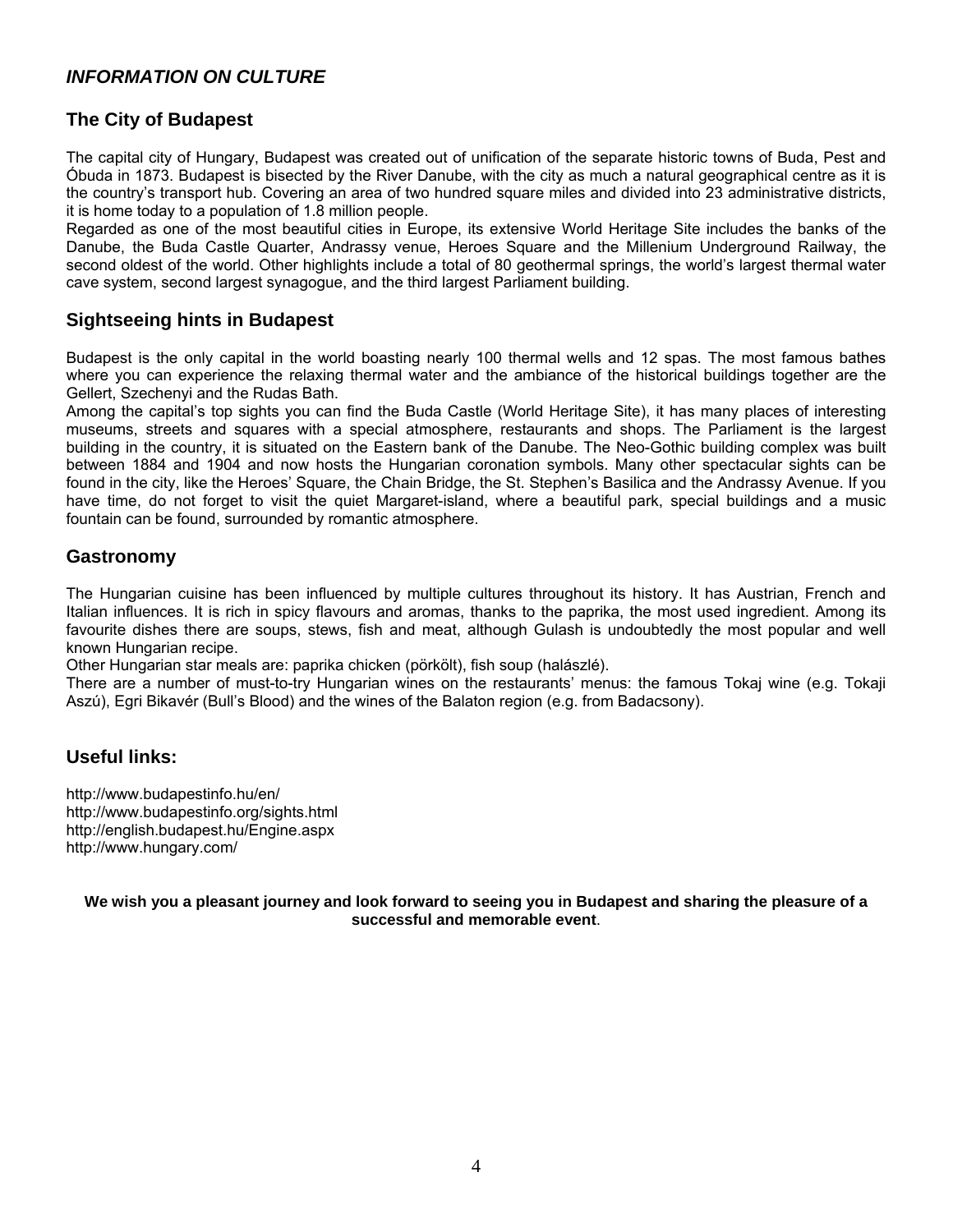## *INFORMATION ON CULTURE*

### The City of Budapest

The capital city of Hungary, Budapest was created out of unification of the separate historic towns of Buda, Pest and Óbuda in 1873. Budapest is bisected by the River Danube, with the city as much a natural geographical centre as it is the country's transport hub. Covering an area of two hundred square miles and divided into 23 administrative districts, it is home today to a population of 1.8 million people.

Regarded as one of the most beautiful cities in Europe, its extensive World Heritage Site includes the banks of the Danube, the Buda Castle Quarter, Andrassy venue, Heroes Square and the Millenium Underground Railway, the second oldest of the world. Other highlights include a total of 80 geothermal springs, the world's largest thermal water cave system, second largest synagogue, and the third largest Parliament building.

### Sightseeing hints in Budapest

Budapest is the only capital in the world boasting nearly 100 thermal wells and 12 spas. The most famous bathes where you can experience the relaxing thermal water and the ambiance of the historical buildings together are the Gellert, Szechenyi and the Rudas Bath.

Among the capital's top sights you can find the Buda Castle (World Heritage Site), it has many places of interesting museums, streets and squares with a special atmosphere, restaurants and shops. The Parliament is the largest building in the country, it is situated on the Eastern bank of the Danube. The Neo-Gothic building complex was built between 1884 and 1904 and now hosts the Hungarian coronation symbols. Many other spectacular sights can be found in the city, like the Heroes' Square, the Chain Bridge, the St. Stephen's Basilica and the Andrassy Avenue. If you have time, do not forget to visit the quiet Margaret-island, where a beautiful park, special buildings and a music fountain can be found, surrounded by romantic atmosphere.

### Gastronomy

The Hungarian cuisine has been influenced by multiple cultures throughout its history. It has Austrian, French and Italian influences. It is rich in spicy flavours and aromas, thanks to the paprika, the most used ingredient. Among its favourite dishes there are soups, stews, fish and meat, although Gulash is undoubtedly the most popular and well known Hungarian recipe.

Other Hungarian star meals are: paprika chicken (pörkölt), fish soup (halászlé).

There are a number of must-to-try Hungarian wines on the restaurants' menus: the famous Tokaj wine (e.g. Tokaji Aszú), Egri Bikavér (Bull's Blood) and the wines of the Balaton region (e.g. from Badacsony).

### Useful links:

http://www.budapestinfo.hu/en/
http://www.budapestinfo.org/sights.html
http://english.budapest.hu/Engine.aspx
http://www.hungary.com/

**We wish you a pleasant journey and look forward to seeing you in Budapest and sharing the pleasure of a successful and memorable event**.